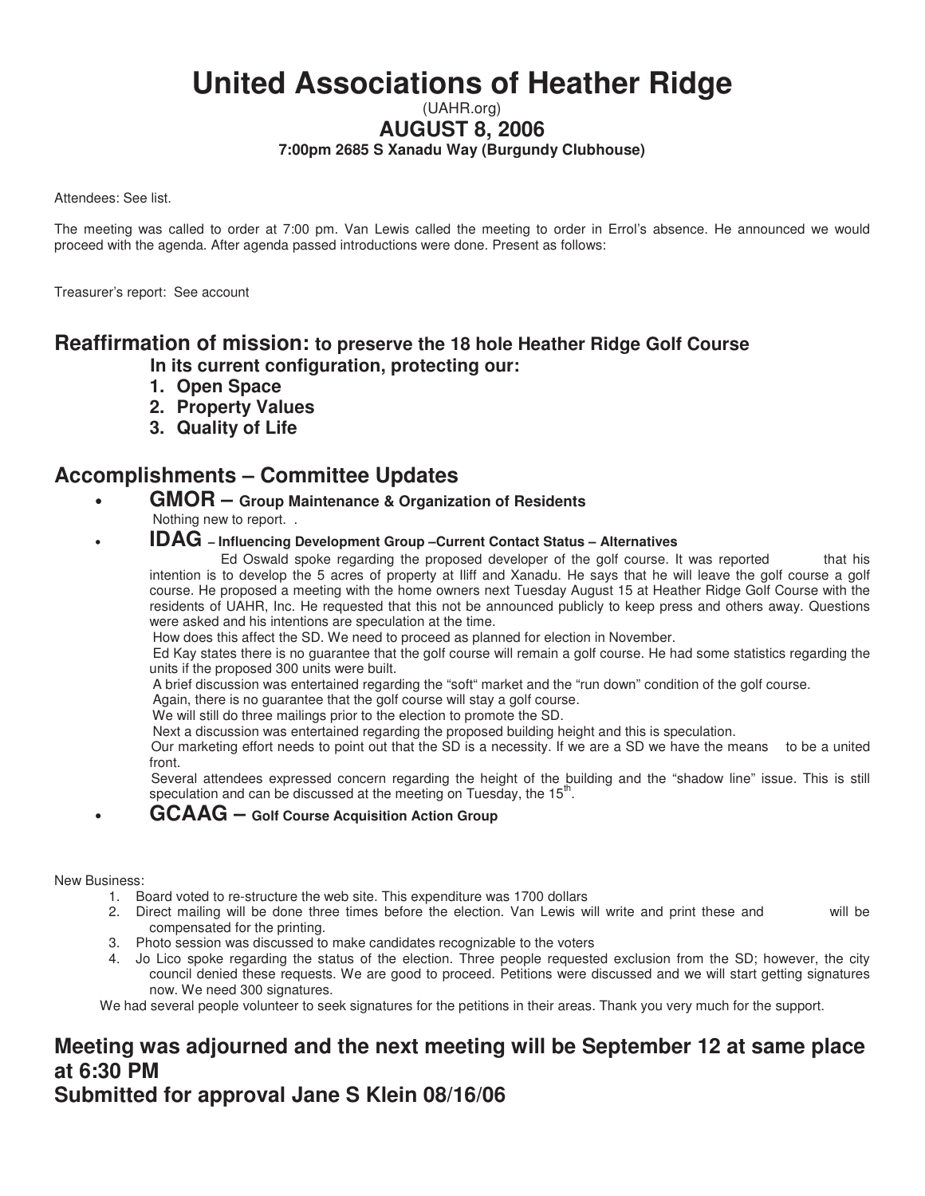# United Associations of Heather Ridge

(UAHR.org)

## AUGUST 8, 2006

**7:00pm 2685 S Xanadu Way (Burgundy Clubhouse)**

Attendees: See list.

The meeting was called to order at 7:00 pm. Van Lewis called the meeting to order in Errol's absence. He announced we would proceed with the agenda. After agenda passed introductions were done. Present as follows:

Treasurer's report: See account

## Reaffirmation of mission: to preserve the 18 hole Heather Ridge Golf Course

**In its current configuration, protecting our:**

1. **Open Space**
2. **Property Values**
3. **Quality of Life**

## Accomplishments – Committee Updates

- **GMOR – Group Maintenance & Organization of Residents**

  Nothing new to report. .

- **IDAG – Influencing Development Group –Current Contact Status – Alternatives**

  Ed Oswald spoke regarding the proposed developer of the golf course. It was reported that his intention is to develop the 5 acres of property at Iliff and Xanadu. He says that he will leave the golf course a golf course. He proposed a meeting with the home owners next Tuesday August 15 at Heather Ridge Golf Course with the residents of UAHR, Inc. He requested that this not be announced publicly to keep press and others away. Questions were asked and his intentions are speculation at the time.

  How does this affect the SD. We need to proceed as planned for election in November.

  Ed Kay states there is no guarantee that the golf course will remain a golf course. He had some statistics regarding the units if the proposed 300 units were built.

  A brief discussion was entertained regarding the "soft" market and the "run down" condition of the golf course.

  Again, there is no guarantee that the golf course will stay a golf course.

  We will still do three mailings prior to the election to promote the SD.

  Next a discussion was entertained regarding the proposed building height and this is speculation.

  Our marketing effort needs to point out that the SD is a necessity. If we are a SD we have the means to be a united front.

  Several attendees expressed concern regarding the height of the building and the "shadow line" issue. This is still speculation and can be discussed at the meeting on Tuesday, the 15th.

- **GCAAG – Golf Course Acquisition Action Group**

New Business:

1. Board voted to re-structure the web site. This expenditure was 1700 dollars
2. Direct mailing will be done three times before the election. Van Lewis will write and print these and will be compensated for the printing.
3. Photo session was discussed to make candidates recognizable to the voters
4. Jo Lico spoke regarding the status of the election. Three people requested exclusion from the SD; however, the city council denied these requests. We are good to proceed. Petitions were discussed and we will start getting signatures now. We need 300 signatures.

We had several people volunteer to seek signatures for the petitions in their areas. Thank you very much for the support.

## Meeting was adjourned and the next meeting will be September 12 at same place at 6:30 PM

## Submitted for approval Jane S Klein 08/16/06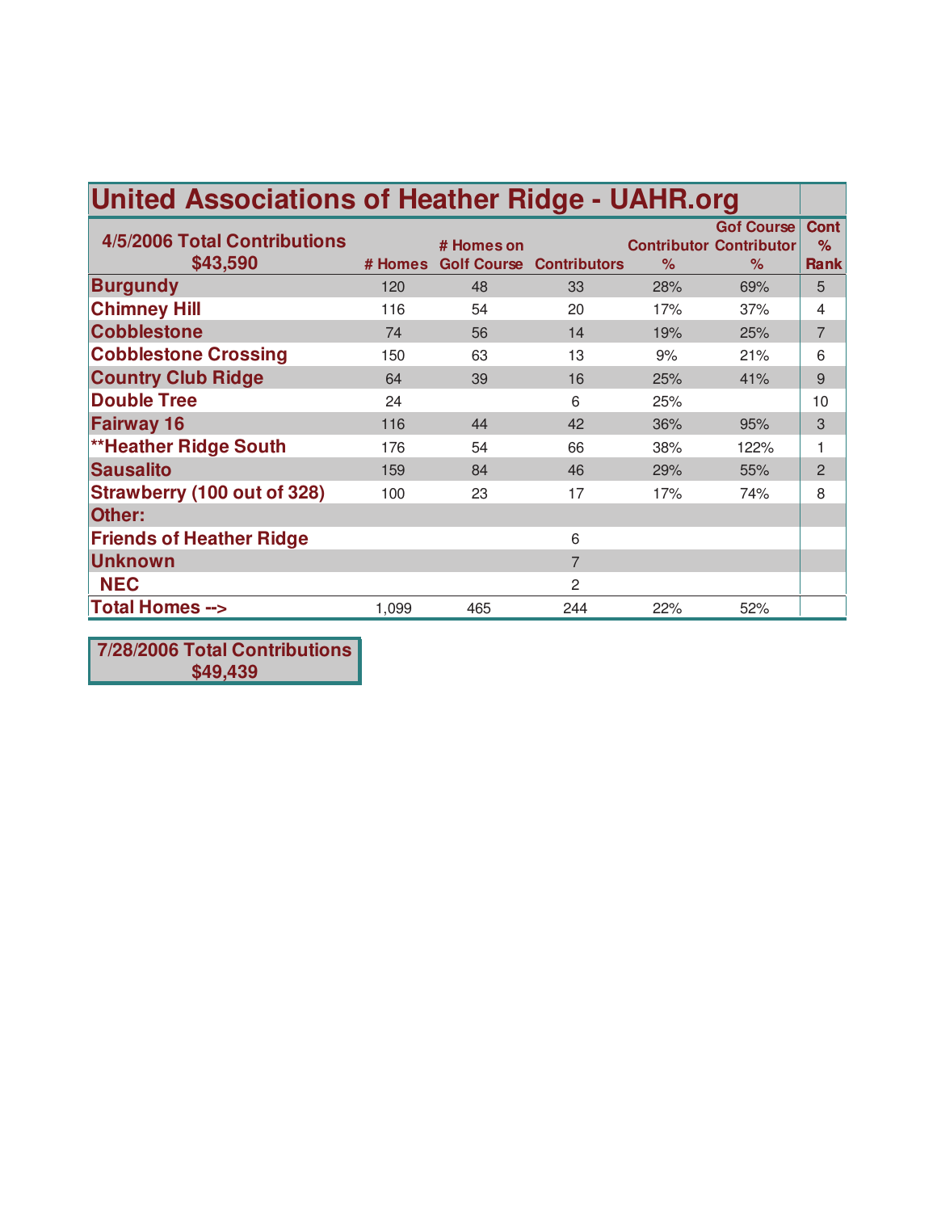# United Associations of Heather Ridge - UAHR.org

| 4/5/2006 Total Contributions $43,590 | # Homes | # Homes on Golf Course | Contributors | Contributor % | Gof Course Contributor % | Cont % Rank |
|---|---|---|---|---|---|---|
| Burgundy | 120 | 48 | 33 | 28% | 69% | 5 |
| Chimney Hill | 116 | 54 | 20 | 17% | 37% | 4 |
| Cobblestone | 74 | 56 | 14 | 19% | 25% | 7 |
| Cobblestone Crossing | 150 | 63 | 13 | 9% | 21% | 6 |
| Country Club Ridge | 64 | 39 | 16 | 25% | 41% | 9 |
| Double Tree | 24 | | 6 | 25% | | 10 |
| Fairway 16 | 116 | 44 | 42 | 36% | 95% | 3 |
| **Heather Ridge South | 176 | 54 | 66 | 38% | 122% | 1 |
| Sausalito | 159 | 84 | 46 | 29% | 55% | 2 |
| Strawberry (100 out of 328) | 100 | 23 | 17 | 17% | 74% | 8 |
| Other: | | | | | | |
| Friends of Heather Ridge | | | 6 | | | |
| Unknown | | | 7 | | | |
| NEC | | | 2 | | | |
| Total Homes --> | 1,099 | 465 | 244 | 22% | 52% | |

**7/28/2006 Total Contributions $49,439**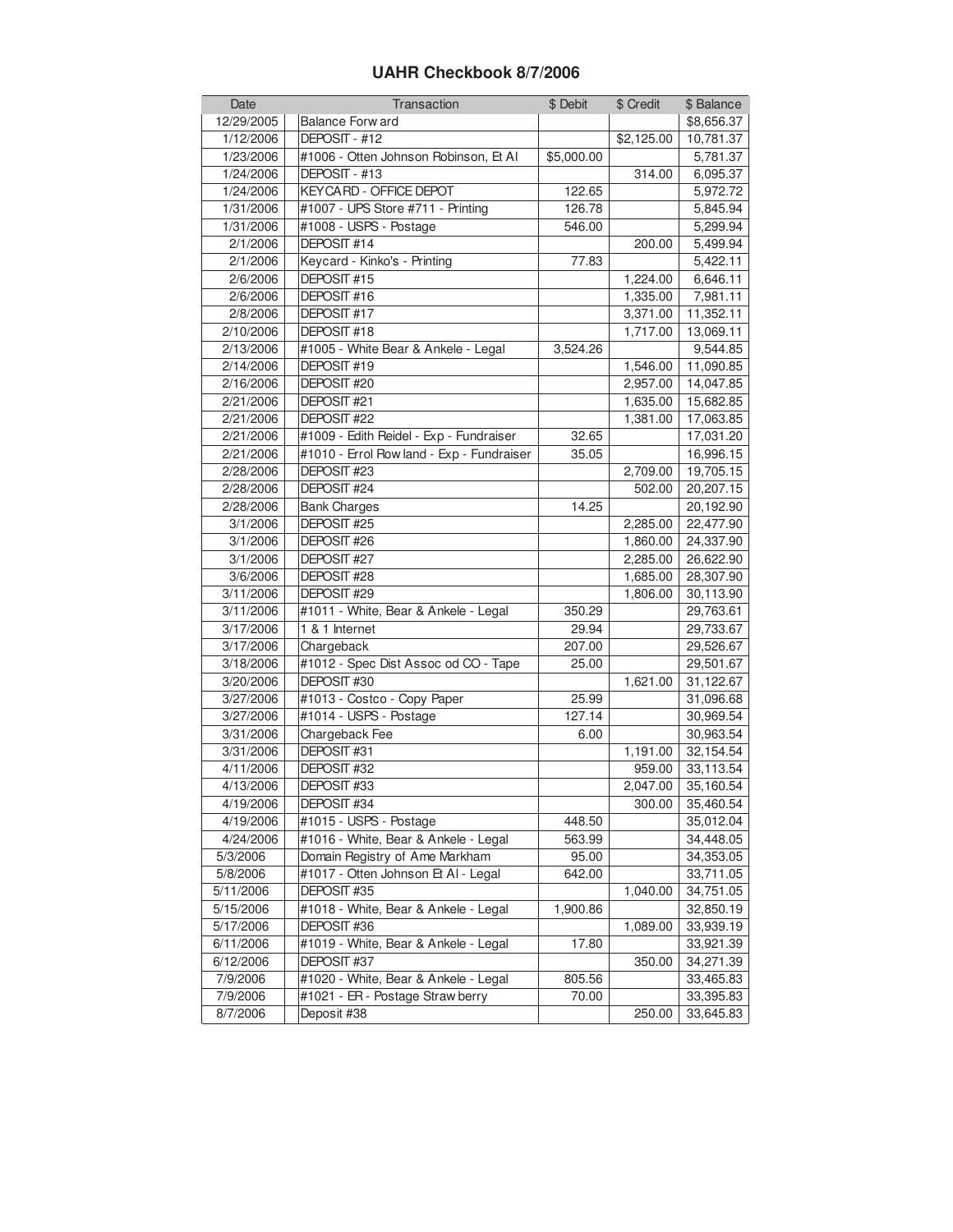# UAHR Checkbook 8/7/2006

| Date | Transaction | $ Debit | $ Credit | $ Balance |
|---|---|---|---|---|
| 12/29/2005 | Balance Forward | | | $8,656.37 |
| 1/12/2006 | DEPOSIT - #12 | | $2,125.00 | 10,781.37 |
| 1/23/2006 | #1006 - Otten Johnson Robinson, Et Al | $5,000.00 | | 5,781.37 |
| 1/24/2006 | DEPOSIT - #13 | | 314.00 | 6,095.37 |
| 1/24/2006 | KEYCARD - OFFICE DEPOT | 122.65 | | 5,972.72 |
| 1/31/2006 | #1007 - UPS Store #711 - Printing | 126.78 | | 5,845.94 |
| 1/31/2006 | #1008 - USPS - Postage | 546.00 | | 5,299.94 |
| 2/1/2006 | DEPOSIT #14 | | 200.00 | 5,499.94 |
| 2/1/2006 | Keycard - Kinko's - Printing | 77.83 | | 5,422.11 |
| 2/6/2006 | DEPOSIT #15 | | 1,224.00 | 6,646.11 |
| 2/6/2006 | DEPOSIT #16 | | 1,335.00 | 7,981.11 |
| 2/8/2006 | DEPOSIT #17 | | 3,371.00 | 11,352.11 |
| 2/10/2006 | DEPOSIT #18 | | 1,717.00 | 13,069.11 |
| 2/13/2006 | #1005 - White Bear & Ankele - Legal | 3,524.26 | | 9,544.85 |
| 2/14/2006 | DEPOSIT #19 | | 1,546.00 | 11,090.85 |
| 2/16/2006 | DEPOSIT #20 | | 2,957.00 | 14,047.85 |
| 2/21/2006 | DEPOSIT #21 | | 1,635.00 | 15,682.85 |
| 2/21/2006 | DEPOSIT #22 | | 1,381.00 | 17,063.85 |
| 2/21/2006 | #1009 - Edith Reidel - Exp - Fundraiser | 32.65 | | 17,031.20 |
| 2/21/2006 | #1010 - Errol Rowland - Exp - Fundraiser | 35.05 | | 16,996.15 |
| 2/28/2006 | DEPOSIT #23 | | 2,709.00 | 19,705.15 |
| 2/28/2006 | DEPOSIT #24 | | 502.00 | 20,207.15 |
| 2/28/2006 | Bank Charges | 14.25 | | 20,192.90 |
| 3/1/2006 | DEPOSIT #25 | | 2,285.00 | 22,477.90 |
| 3/1/2006 | DEPOSIT #26 | | 1,860.00 | 24,337.90 |
| 3/1/2006 | DEPOSIT #27 | | 2,285.00 | 26,622.90 |
| 3/6/2006 | DEPOSIT #28 | | 1,685.00 | 28,307.90 |
| 3/11/2006 | DEPOSIT #29 | | 1,806.00 | 30,113.90 |
| 3/11/2006 | #1011 - White, Bear & Ankele - Legal | 350.29 | | 29,763.61 |
| 3/17/2006 | 1 & 1 Internet | 29.94 | | 29,733.67 |
| 3/17/2006 | Chargeback | 207.00 | | 29,526.67 |
| 3/18/2006 | #1012 - Spec Dist Assoc od CO - Tape | 25.00 | | 29,501.67 |
| 3/20/2006 | DEPOSIT #30 | | 1,621.00 | 31,122.67 |
| 3/27/2006 | #1013 - Costco - Copy Paper | 25.99 | | 31,096.68 |
| 3/27/2006 | #1014 - USPS - Postage | 127.14 | | 30,969.54 |
| 3/31/2006 | Chargeback Fee | 6.00 | | 30,963.54 |
| 3/31/2006 | DEPOSIT #31 | | 1,191.00 | 32,154.54 |
| 4/11/2006 | DEPOSIT #32 | | 959.00 | 33,113.54 |
| 4/13/2006 | DEPOSIT #33 | | 2,047.00 | 35,160.54 |
| 4/19/2006 | DEPOSIT #34 | | 300.00 | 35,460.54 |
| 4/19/2006 | #1015 - USPS - Postage | 448.50 | | 35,012.04 |
| 4/24/2006 | #1016 - White, Bear & Ankele - Legal | 563.99 | | 34,448.05 |
| 5/3/2006 | Domain Registry of Ame Markham | 95.00 | | 34,353.05 |
| 5/8/2006 | #1017 - Otten Johnson Et Al - Legal | 642.00 | | 33,711.05 |
| 5/11/2006 | DEPOSIT #35 | | 1,040.00 | 34,751.05 |
| 5/15/2006 | #1018 - White, Bear & Ankele - Legal | 1,900.86 | | 32,850.19 |
| 5/17/2006 | DEPOSIT #36 | | 1,089.00 | 33,939.19 |
| 6/11/2006 | #1019 - White, Bear & Ankele - Legal | 17.80 | | 33,921.39 |
| 6/12/2006 | DEPOSIT #37 | | 350.00 | 34,271.39 |
| 7/9/2006 | #1020 - White, Bear & Ankele - Legal | 805.56 | | 33,465.83 |
| 7/9/2006 | #1021 - ER - Postage Strawberry | 70.00 | | 33,395.83 |
| 8/7/2006 | Deposit #38 | | 250.00 | 33,645.83 |